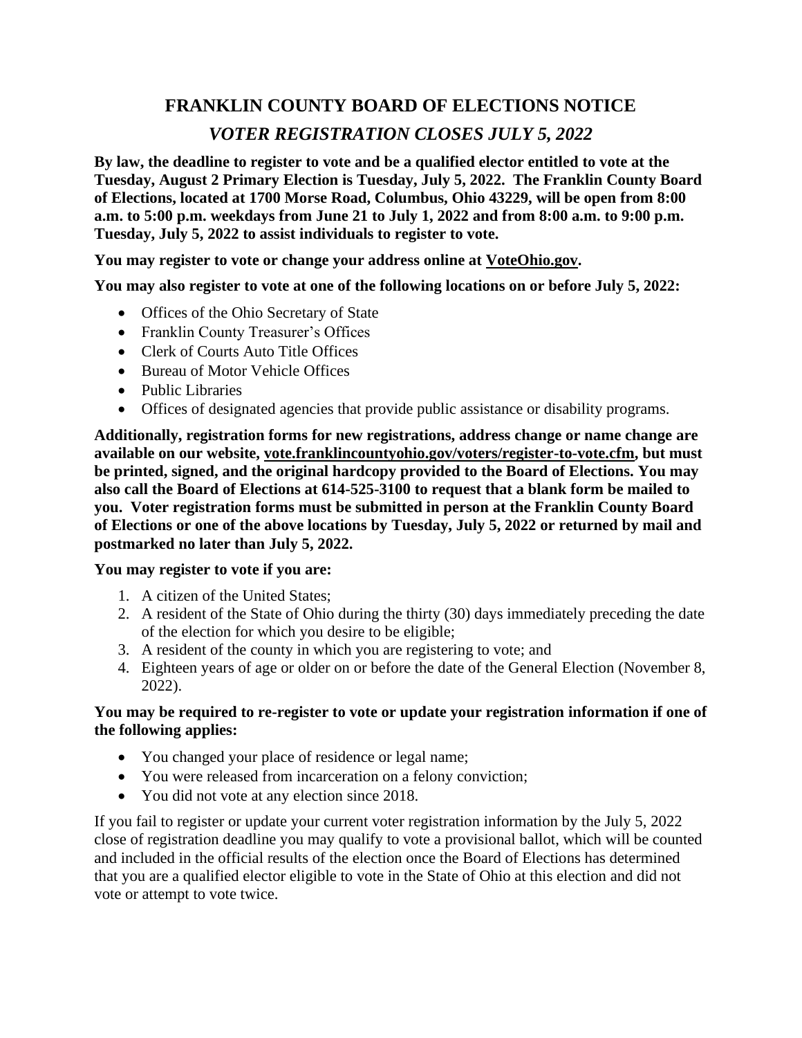# FRANKLIN COUNTY BOARD OF ELECTIONS NOTICE

## *VOTER REGISTRATION CLOSES JULY 5, 2022*

**By law, the deadline to register to vote and be a qualified elector entitled to vote at the Tuesday, August 2 Primary Election is Tuesday, July 5, 2022. The Franklin County Board of Elections, located at 1700 Morse Road, Columbus, Ohio 43229, will be open from 8:00 a.m. to 5:00 p.m. weekdays from June 21 to July 1, 2022 and from 8:00 a.m. to 9:00 p.m. Tuesday, July 5, 2022 to assist individuals to register to vote.**

**You may register to vote or change your address online at VoteOhio.gov.**

**You may also register to vote at one of the following locations on or before July 5, 2022:**

- Offices of the Ohio Secretary of State
- Franklin County Treasurer's Offices
- Clerk of Courts Auto Title Offices
- Bureau of Motor Vehicle Offices
- Public Libraries
- Offices of designated agencies that provide public assistance or disability programs.

**Additionally, registration forms for new registrations, address change or name change are available on our website, vote.franklincountyohio.gov/voters/register-to-vote.cfm, but must be printed, signed, and the original hardcopy provided to the Board of Elections. You may also call the Board of Elections at 614-525-3100 to request that a blank form be mailed to you. Voter registration forms must be submitted in person at the Franklin County Board of Elections or one of the above locations by Tuesday, July 5, 2022 or returned by mail and postmarked no later than July 5, 2022.**

**You may register to vote if you are:**

1. A citizen of the United States;
2. A resident of the State of Ohio during the thirty (30) days immediately preceding the date of the election for which you desire to be eligible;
3. A resident of the county in which you are registering to vote; and
4. Eighteen years of age or older on or before the date of the General Election (November 8, 2022).

**You may be required to re-register to vote or update your registration information if one of the following applies:**

- You changed your place of residence or legal name;
- You were released from incarceration on a felony conviction;
- You did not vote at any election since 2018.

If you fail to register or update your current voter registration information by the July 5, 2022 close of registration deadline you may qualify to vote a provisional ballot, which will be counted and included in the official results of the election once the Board of Elections has determined that you are a qualified elector eligible to vote in the State of Ohio at this election and did not vote or attempt to vote twice.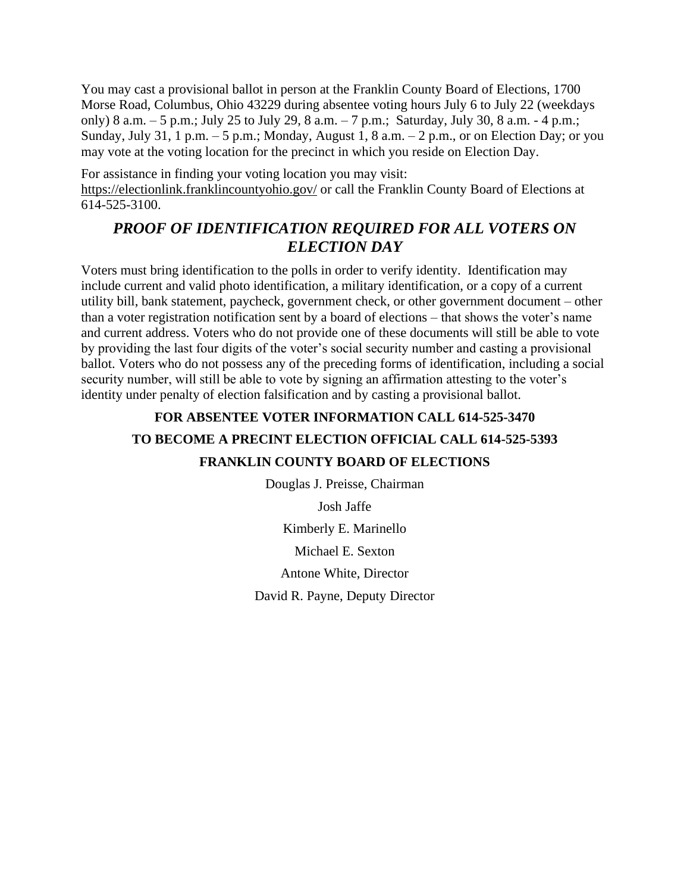You may cast a provisional ballot in person at the Franklin County Board of Elections, 1700 Morse Road, Columbus, Ohio 43229 during absentee voting hours July 6 to July 22 (weekdays only) 8 a.m. – 5 p.m.; July 25 to July 29, 8 a.m. – 7 p.m.; Saturday, July 30, 8 a.m. - 4 p.m.; Sunday, July 31, 1 p.m. – 5 p.m.; Monday, August 1, 8 a.m. – 2 p.m., or on Election Day; or you may vote at the voting location for the precinct in which you reside on Election Day.

For assistance in finding your voting location you may visit: https://electionlink.franklincountyohio.gov/ or call the Franklin County Board of Elections at 614-525-3100.

## *PROOF OF IDENTIFICATION REQUIRED FOR ALL VOTERS ON ELECTION DAY*

Voters must bring identification to the polls in order to verify identity. Identification may include current and valid photo identification, a military identification, or a copy of a current utility bill, bank statement, paycheck, government check, or other government document – other than a voter registration notification sent by a board of elections – that shows the voter's name and current address. Voters who do not provide one of these documents will still be able to vote by providing the last four digits of the voter's social security number and casting a provisional ballot. Voters who do not possess any of the preceding forms of identification, including a social security number, will still be able to vote by signing an affirmation attesting to the voter's identity under penalty of election falsification and by casting a provisional ballot.

**FOR ABSENTEE VOTER INFORMATION CALL 614-525-3470**

**TO BECOME A PRECINT ELECTION OFFICIAL CALL 614-525-5393**

**FRANKLIN COUNTY BOARD OF ELECTIONS**

Douglas J. Preisse, Chairman

Josh Jaffe

Kimberly E. Marinello

Michael E. Sexton

Antone White, Director

David R. Payne, Deputy Director